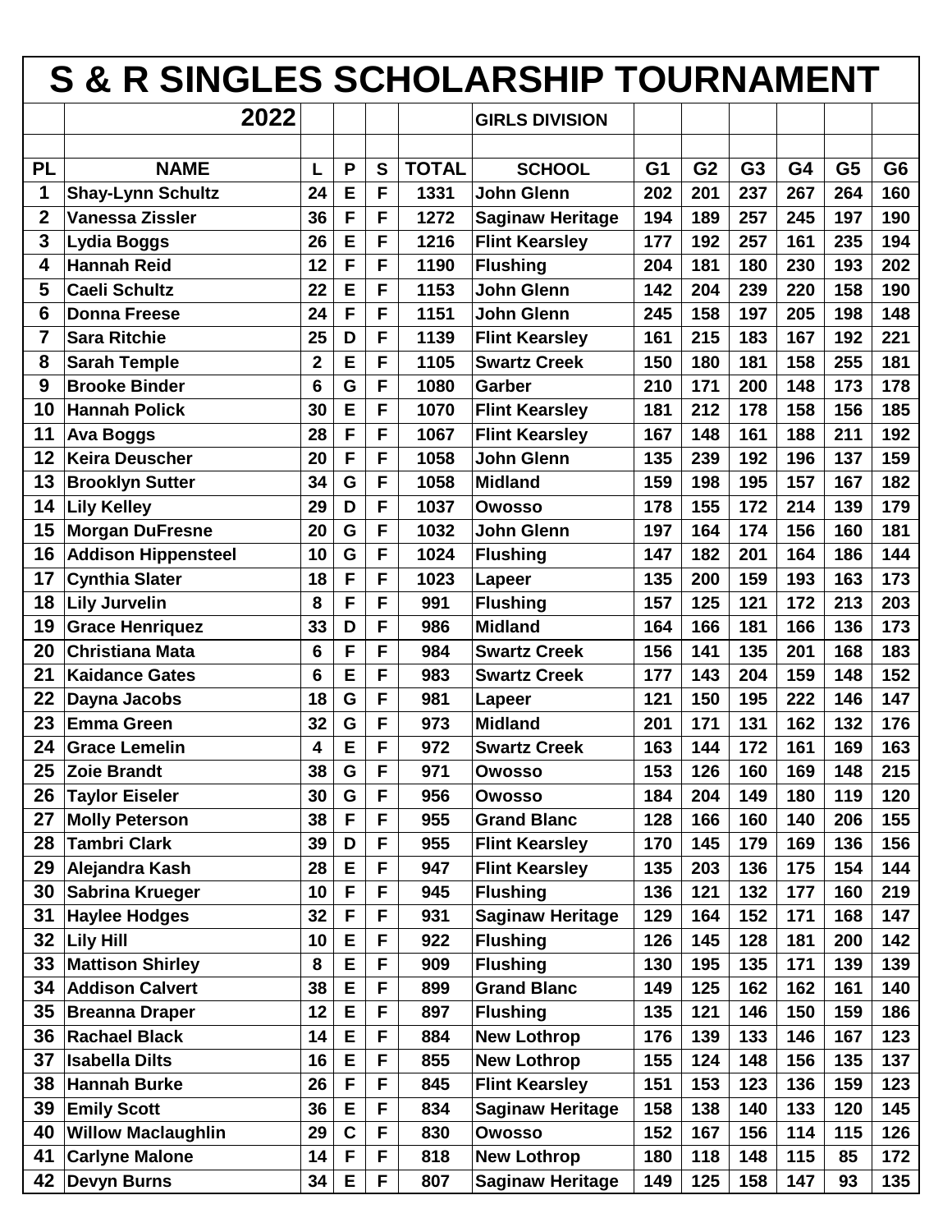# S & R SINGLES SCHOLARSHIP TOURNAMENT

| | 2022 | | | | | GIRLS DIVISION | | | | | | |
|---|---|---|---|---|---|---|---|---|---|---|---|---|
| PL | NAME | L | P | S | TOTAL | SCHOOL | G1 | G2 | G3 | G4 | G5 | G6 |
| 1 | Shay-Lynn Schultz | 24 | E | F | 1331 | John Glenn | 202 | 201 | 237 | 267 | 264 | 160 |
| 2 | Vanessa Zissler | 36 | F | F | 1272 | Saginaw Heritage | 194 | 189 | 257 | 245 | 197 | 190 |
| 3 | Lydia Boggs | 26 | E | F | 1216 | Flint Kearsley | 177 | 192 | 257 | 161 | 235 | 194 |
| 4 | Hannah Reid | 12 | F | F | 1190 | Flushing | 204 | 181 | 180 | 230 | 193 | 202 |
| 5 | Caeli Schultz | 22 | E | F | 1153 | John Glenn | 142 | 204 | 239 | 220 | 158 | 190 |
| 6 | Donna Freese | 24 | F | F | 1151 | John Glenn | 245 | 158 | 197 | 205 | 198 | 148 |
| 7 | Sara Ritchie | 25 | D | F | 1139 | Flint Kearsley | 161 | 215 | 183 | 167 | 192 | 221 |
| 8 | Sarah Temple | 2 | E | F | 1105 | Swartz Creek | 150 | 180 | 181 | 158 | 255 | 181 |
| 9 | Brooke Binder | 6 | G | F | 1080 | Garber | 210 | 171 | 200 | 148 | 173 | 178 |
| 10 | Hannah Polick | 30 | E | F | 1070 | Flint Kearsley | 181 | 212 | 178 | 158 | 156 | 185 |
| 11 | Ava Boggs | 28 | F | F | 1067 | Flint Kearsley | 167 | 148 | 161 | 188 | 211 | 192 |
| 12 | Keira Deuscher | 20 | F | F | 1058 | John Glenn | 135 | 239 | 192 | 196 | 137 | 159 |
| 13 | Brooklyn Sutter | 34 | G | F | 1058 | Midland | 159 | 198 | 195 | 157 | 167 | 182 |
| 14 | Lily Kelley | 29 | D | F | 1037 | Owosso | 178 | 155 | 172 | 214 | 139 | 179 |
| 15 | Morgan DuFresne | 20 | G | F | 1032 | John Glenn | 197 | 164 | 174 | 156 | 160 | 181 |
| 16 | Addison Hippensteel | 10 | G | F | 1024 | Flushing | 147 | 182 | 201 | 164 | 186 | 144 |
| 17 | Cynthia Slater | 18 | F | F | 1023 | Lapeer | 135 | 200 | 159 | 193 | 163 | 173 |
| 18 | Lily Jurvelin | 8 | F | F | 991 | Flushing | 157 | 125 | 121 | 172 | 213 | 203 |
| 19 | Grace Henriquez | 33 | D | F | 986 | Midland | 164 | 166 | 181 | 166 | 136 | 173 |
| 20 | Christiana Mata | 6 | F | F | 984 | Swartz Creek | 156 | 141 | 135 | 201 | 168 | 183 |
| 21 | Kaidance Gates | 6 | E | F | 983 | Swartz Creek | 177 | 143 | 204 | 159 | 148 | 152 |
| 22 | Dayna Jacobs | 18 | G | F | 981 | Lapeer | 121 | 150 | 195 | 222 | 146 | 147 |
| 23 | Emma Green | 32 | G | F | 973 | Midland | 201 | 171 | 131 | 162 | 132 | 176 |
| 24 | Grace Lemelin | 4 | E | F | 972 | Swartz Creek | 163 | 144 | 172 | 161 | 169 | 163 |
| 25 | Zoie Brandt | 38 | G | F | 971 | Owosso | 153 | 126 | 160 | 169 | 148 | 215 |
| 26 | Taylor Eiseler | 30 | G | F | 956 | Owosso | 184 | 204 | 149 | 180 | 119 | 120 |
| 27 | Molly Peterson | 38 | F | F | 955 | Grand Blanc | 128 | 166 | 160 | 140 | 206 | 155 |
| 28 | Tambri Clark | 39 | D | F | 955 | Flint Kearsley | 170 | 145 | 179 | 169 | 136 | 156 |
| 29 | Alejandra Kash | 28 | E | F | 947 | Flint Kearsley | 135 | 203 | 136 | 175 | 154 | 144 |
| 30 | Sabrina Krueger | 10 | F | F | 945 | Flushing | 136 | 121 | 132 | 177 | 160 | 219 |
| 31 | Haylee Hodges | 32 | F | F | 931 | Saginaw Heritage | 129 | 164 | 152 | 171 | 168 | 147 |
| 32 | Lily Hill | 10 | E | F | 922 | Flushing | 126 | 145 | 128 | 181 | 200 | 142 |
| 33 | Mattison Shirley | 8 | E | F | 909 | Flushing | 130 | 195 | 135 | 171 | 139 | 139 |
| 34 | Addison Calvert | 38 | E | F | 899 | Grand Blanc | 149 | 125 | 162 | 162 | 161 | 140 |
| 35 | Breanna Draper | 12 | E | F | 897 | Flushing | 135 | 121 | 146 | 150 | 159 | 186 |
| 36 | Rachael Black | 14 | E | F | 884 | New Lothrop | 176 | 139 | 133 | 146 | 167 | 123 |
| 37 | Isabella Dilts | 16 | E | F | 855 | New Lothrop | 155 | 124 | 148 | 156 | 135 | 137 |
| 38 | Hannah Burke | 26 | F | F | 845 | Flint Kearsley | 151 | 153 | 123 | 136 | 159 | 123 |
| 39 | Emily Scott | 36 | E | F | 834 | Saginaw Heritage | 158 | 138 | 140 | 133 | 120 | 145 |
| 40 | Willow Maclaughlin | 29 | C | F | 830 | Owosso | 152 | 167 | 156 | 114 | 115 | 126 |
| 41 | Carlyne Malone | 14 | F | F | 818 | New Lothrop | 180 | 118 | 148 | 115 | 85 | 172 |
| 42 | Devyn Burns | 34 | E | F | 807 | Saginaw Heritage | 149 | 125 | 158 | 147 | 93 | 135 |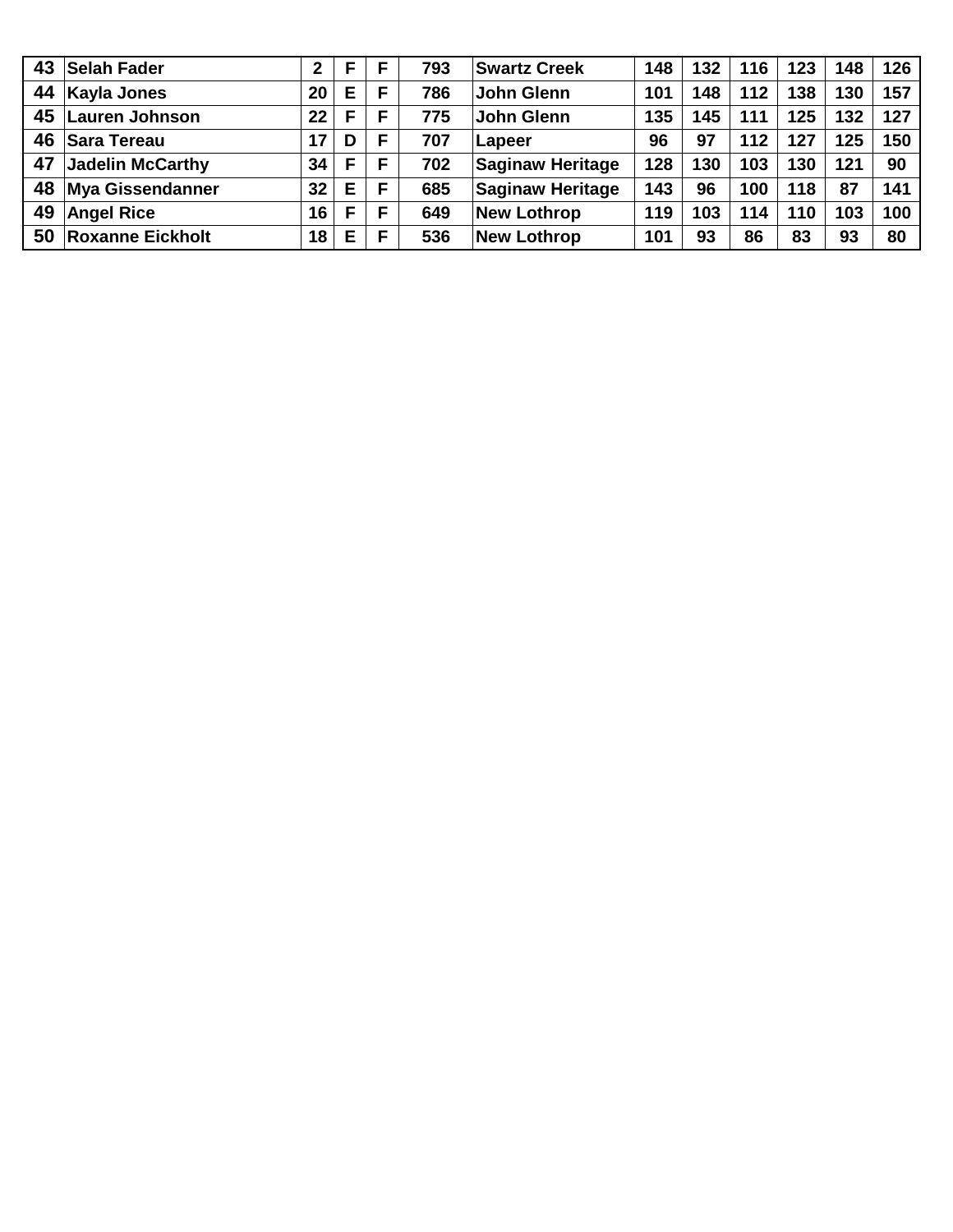| 43 | Selah Fader | 2 | F | F | 793 | Swartz Creek | 148 | 132 | 116 | 123 | 148 | 126 |
|---|---|---|---|---|---|---|---|---|---|---|---|---|
| 44 | Kayla Jones | 20 | E | F | 786 | John Glenn | 101 | 148 | 112 | 138 | 130 | 157 |
| 45 | Lauren Johnson | 22 | F | F | 775 | John Glenn | 135 | 145 | 111 | 125 | 132 | 127 |
| 46 | Sara Tereau | 17 | D | F | 707 | Lapeer | 96 | 97 | 112 | 127 | 125 | 150 |
| 47 | Jadelin McCarthy | 34 | F | F | 702 | Saginaw Heritage | 128 | 130 | 103 | 130 | 121 | 90 |
| 48 | Mya Gissendanner | 32 | E | F | 685 | Saginaw Heritage | 143 | 96 | 100 | 118 | 87 | 141 |
| 49 | Angel Rice | 16 | F | F | 649 | New Lothrop | 119 | 103 | 114 | 110 | 103 | 100 |
| 50 | Roxanne Eickholt | 18 | E | F | 536 | New Lothrop | 101 | 93 | 86 | 83 | 93 | 80 |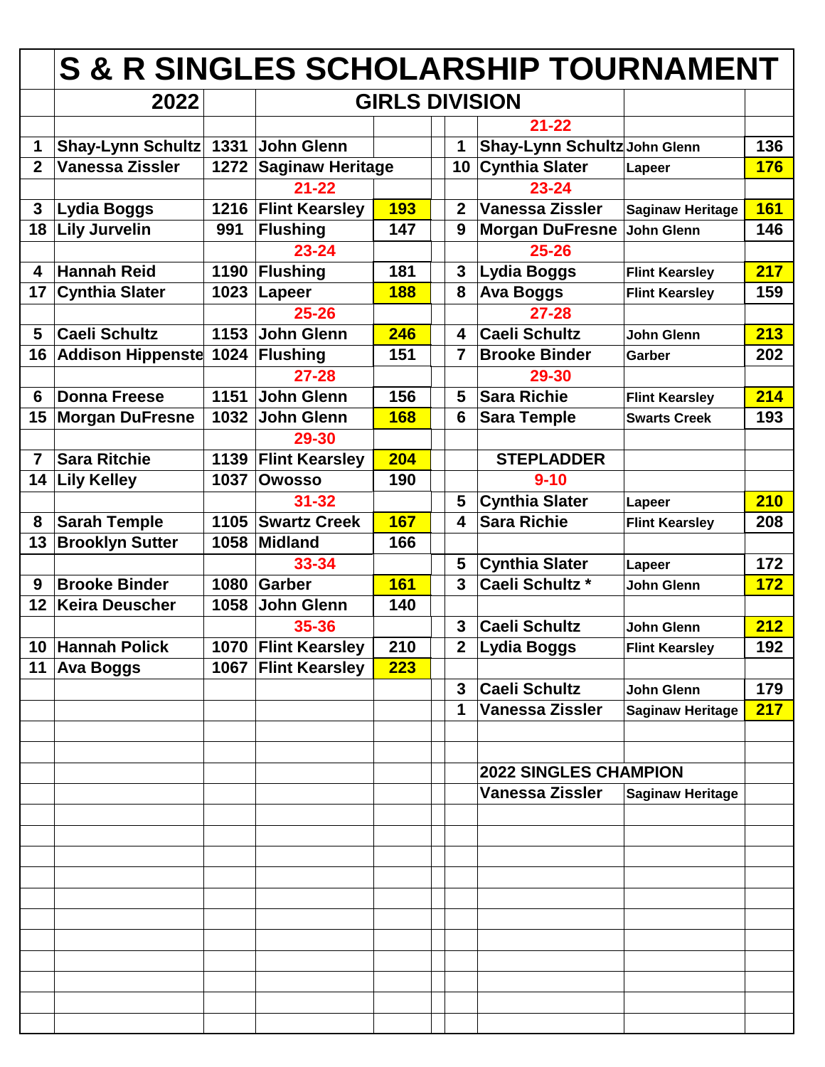# S & R SINGLES SCHOLARSHIP TOURNAMENT

## 2022 GIRLS DIVISION

| | | | | | | | | | |
|---|---|---|---|---|---|---|---|---|---|
| | | | | | | | 21-22 | | |
| 1 | Shay-Lynn Schultz | 1331 | John Glenn | | | 1 | Shay-Lynn Schultz | John Glenn | 136 |
| 2 | Vanessa Zissler | 1272 | Saginaw Heritage | | | 10 | Cynthia Slater | Lapeer | 176 |
| | | | 21-22 | | | | 23-24 | | |
| 3 | Lydia Boggs | 1216 | Flint Kearsley | 193 | | 2 | Vanessa Zissler | Saginaw Heritage | 161 |
| 18 | Lily Jurvelin | 991 | Flushing | 147 | | 9 | Morgan DuFresne | John Glenn | 146 |
| | | | 23-24 | | | | 25-26 | | |
| 4 | Hannah Reid | 1190 | Flushing | 181 | | 3 | Lydia Boggs | Flint Kearsley | 217 |
| 17 | Cynthia Slater | 1023 | Lapeer | 188 | | 8 | Ava Boggs | Flint Kearsley | 159 |
| | | | 25-26 | | | | 27-28 | | |
| 5 | Caeli Schultz | 1153 | John Glenn | 246 | | 4 | Caeli Schultz | John Glenn | 213 |
| 16 | Addison Hippenste | 1024 | Flushing | 151 | | 7 | Brooke Binder | Garber | 202 |
| | | | 27-28 | | | | 29-30 | | |
| 6 | Donna Freese | 1151 | John Glenn | 156 | | 5 | Sara Richie | Flint Kearsley | 214 |
| 15 | Morgan DuFresne | 1032 | John Glenn | 168 | | 6 | Sara Temple | Swarts Creek | 193 |
| | | | 29-30 | | | | | | |
| 7 | Sara Ritchie | 1139 | Flint Kearsley | 204 | | | STEPLADDER | | |
| 14 | Lily Kelley | 1037 | Owosso | 190 | | | 9-10 | | |
| | | | 31-32 | | | 5 | Cynthia Slater | Lapeer | 210 |
| 8 | Sarah Temple | 1105 | Swartz Creek | 167 | | 4 | Sara Richie | Flint Kearsley | 208 |
| 13 | Brooklyn Sutter | 1058 | Midland | 166 | | | | | |
| | | | 33-34 | | | 5 | Cynthia Slater | Lapeer | 172 |
| 9 | Brooke Binder | 1080 | Garber | 161 | | 3 | Caeli Schultz * | John Glenn | 172 |
| 12 | Keira Deuscher | 1058 | John Glenn | 140 | | | | | |
| | | | 35-36 | | | 3 | Caeli Schultz | John Glenn | 212 |
| 10 | Hannah Polick | 1070 | Flint Kearsley | 210 | | 2 | Lydia Boggs | Flint Kearsley | 192 |
| 11 | Ava Boggs | 1067 | Flint Kearsley | 223 | | | | | |
| | | | | | | 3 | Caeli Schultz | John Glenn | 179 |
| | | | | | | 1 | Vanessa Zissler | Saginaw Heritage | 217 |
| | | | | | | | | | |
| | | | | | | | 2022 SINGLES CHAMPION | | |
| | | | | | | | Vanessa Zissler | Saginaw Heritage | |